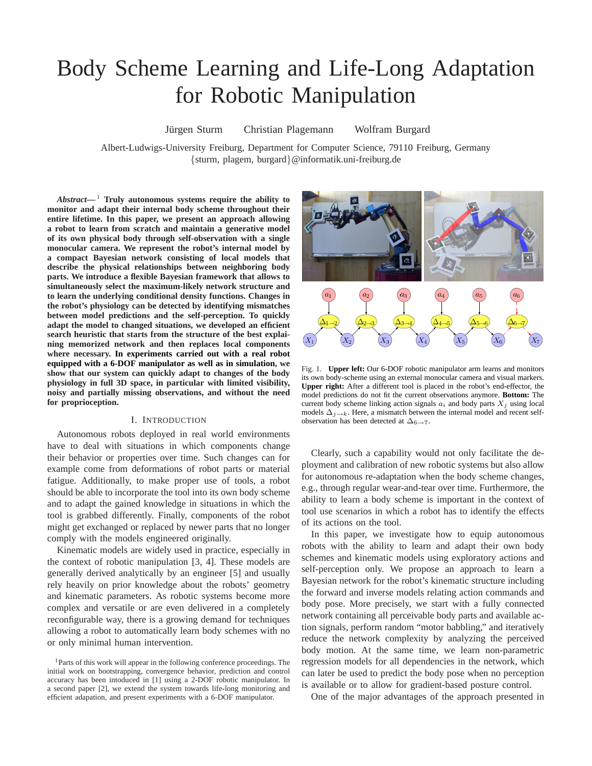# Body Scheme Learning and Life-Long Adaptation for Robotic Manipulation

Jürgen Sturm Christian Plagemann Wolfram Burgard

Albert-Ludwigs-University Freiburg, Department for Computer Science, 79110 Freiburg, Germany
{sturm, plagem, burgard}@informatik.uni-freiburg.de

***Abstract*—**[1] **Truly autonomous systems require the ability to monitor and adapt their internal body scheme throughout their entire lifetime. In this paper, we present an approach allowing a robot to learn from scratch and maintain a generative model of its own physical body through self-observation with a single monocular camera. We represent the robot's internal model by a compact Bayesian network consisting of local models that describe the physical relationships between neighboring body parts. We introduce a flexible Bayesian framework that allows to simultaneously select the maximum-likely network structure and to learn the underlying conditional density functions. Changes in the robot's physiology can be detected by identifying mismatches between model predictions and the self-perception. To quickly adapt the model to changed situations, we developed an efficient search heuristic that starts from the structure of the best explaining memorized network and then replaces local components where necessary. In experiments carried out with a real robot equipped with a 6-DOF manipulator as well as in simulation, we show that our system can quickly adapt to changes of the body physiology in full 3D space, in particular with limited visibility, noisy and partially missing observations, and without the need for proprioception.**

## I. Introduction

Autonomous robots deployed in real world environments have to deal with situations in which components change their behavior or properties over time. Such changes can for example come from deformations of robot parts or material fatigue. Additionally, to make proper use of tools, a robot should be able to incorporate the tool into its own body scheme and to adapt the gained knowledge in situations in which the tool is grabbed differently. Finally, components of the robot might get exchanged or replaced by newer parts that no longer comply with the models engineered originally.

Kinematic models are widely used in practice, especially in the context of robotic manipulation [3, 4]. These models are generally derived analytically by an engineer [5] and usually rely heavily on prior knowledge about the robots' geometry and kinematic parameters. As robotic systems become more complex and versatile or are even delivered in a completely reconfigurable way, there is a growing demand for techniques allowing a robot to automatically learn body schemes with no or only minimal human intervention.

[1]Parts of this work will appear in the following conference proceedings. The initial work on bootstrapping, convergence behavior, prediction and control accuracy has been intoduced in [1] using a 2-DOF robotic manipulator. In a second paper [2], we extend the system towards life-long monitoring and efficient adapation, and present experiments with a 6-DOF manipulator.

$a_1$ $a_2$ $a_3$ $a_4$ $a_5$ $a_6$

$\Delta_{1\to2}$ $\Delta_{2\to3}$ $\Delta_{3\to4}$ $\Delta_{4\to5}$ $\Delta_{5\to6}$ $\Delta_{6\to7}$

$X_1$ $X_2$ $X_3$ $X_4$ $X_5$ $X_6$ $X_7$

Fig. 1. **Upper left:** Our 6-DOF robotic manipulator arm learns and monitors its own body-scheme using an external monocular camera and visual markers. **Upper right:** After a different tool is placed in the robot's end-effector, the model predictions do not fit the current observations anymore. **Bottom:** The current body scheme linking action signals $a_i$ and body parts $X_j$ using local models $\Delta_{j\to k}$. Here, a mismatch between the internal model and recent self-observation has been detected at $\Delta_{6\to7}$.

Clearly, such a capability would not only facilitate the deployment and calibration of new robotic systems but also allow for autonomous re-adaptation when the body scheme changes, e.g., through regular wear-and-tear over time. Furthermore, the ability to learn a body scheme is important in the context of tool use scenarios in which a robot has to identify the effects of its actions on the tool.

In this paper, we investigate how to equip autonomous robots with the ability to learn and adapt their own body schemes and kinematic models using exploratory actions and self-perception only. We propose an approach to learn a Bayesian network for the robot's kinematic structure including the forward and inverse models relating action commands and body pose. More precisely, we start with a fully connected network containing all perceivable body parts and available action signals, perform random "motor babbling," and iteratively reduce the network complexity by analyzing the perceived body motion. At the same time, we learn non-parametric regression models for all dependencies in the network, which can later be used to predict the body pose when no perception is available or to allow for gradient-based posture control.

One of the major advantages of the approach presented in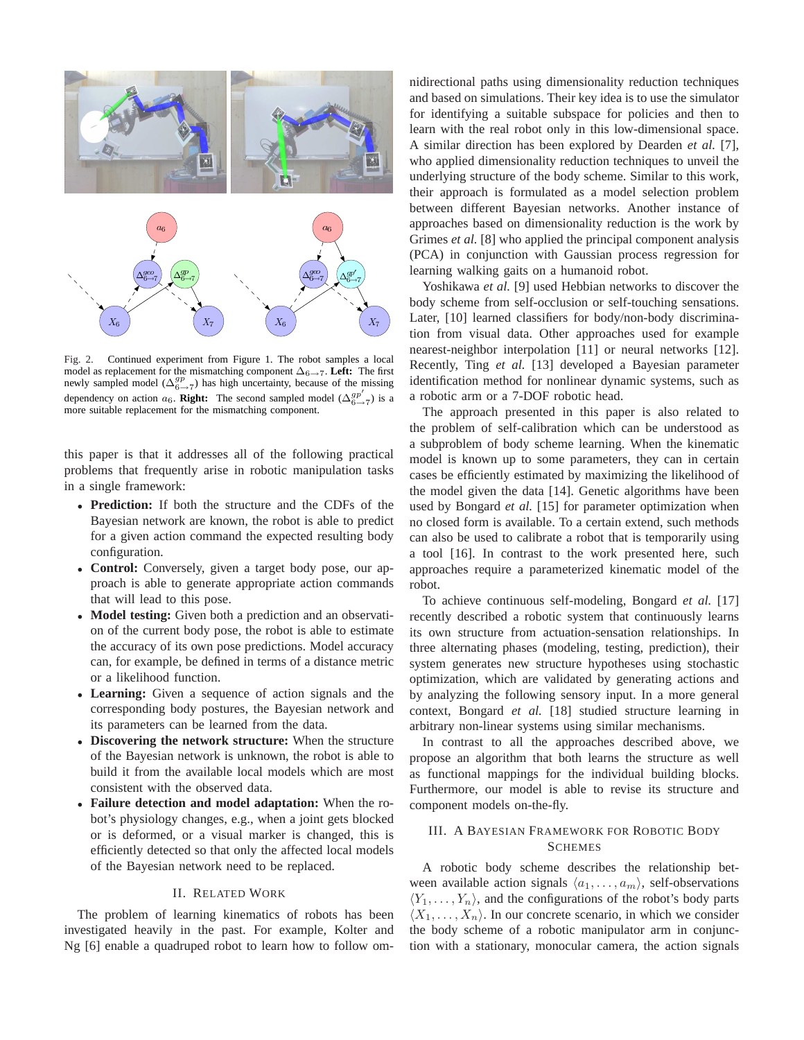Fig. 2. Continued experiment from Figure 1. The robot samples a local model as replacement for the mismatching component $\Delta_{6\to7}$. **Left:** The first newly sampled model ($\Delta^{gp}_{6\to7}$) has high uncertainty, because of the missing dependency on action $a_6$. **Right:** The second sampled model ($\Delta^{gp'}_{6\to7}$) is a more suitable replacement for the mismatching component.

this paper is that it addresses all of the following practical problems that frequently arise in robotic manipulation tasks in a single framework:

- **Prediction:** If both the structure and the CDFs of the Bayesian network are known, the robot is able to predict for a given action command the expected resulting body configuration.
- **Control:** Conversely, given a target body pose, our approach is able to generate appropriate action commands that will lead to this pose.
- **Model testing:** Given both a prediction and an observation of the current body pose, the robot is able to estimate the accuracy of its own pose predictions. Model accuracy can, for example, be defined in terms of a distance metric or a likelihood function.
- **Learning:** Given a sequence of action signals and the corresponding body postures, the Bayesian network and its parameters can be learned from the data.
- **Discovering the network structure:** When the structure of the Bayesian network is unknown, the robot is able to build it from the available local models which are most consistent with the observed data.
- **Failure detection and model adaptation:** When the robot's physiology changes, e.g., when a joint gets blocked or is deformed, or a visual marker is changed, this is efficiently detected so that only the affected local models of the Bayesian network need to be replaced.

## II. Related Work

The problem of learning kinematics of robots has been investigated heavily in the past. For example, Kolter and Ng [6] enable a quadruped robot to learn how to follow omnidirectional paths using dimensionality reduction techniques and based on simulations. Their key idea is to use the simulator for identifying a suitable subspace for policies and then to learn with the real robot only in this low-dimensional space. A similar direction has been explored by Dearden *et al.* [7], who applied dimensionality reduction techniques to unveil the underlying structure of the body scheme. Similar to this work, their approach is formulated as a model selection problem between different Bayesian networks. Another instance of approaches based on dimensionality reduction is the work by Grimes *et al.* [8] who applied the principal component analysis (PCA) in conjunction with Gaussian process regression for learning walking gaits on a humanoid robot.

Yoshikawa *et al.* [9] used Hebbian networks to discover the body scheme from self-occlusion or self-touching sensations. Later, [10] learned classifiers for body/non-body discrimination from visual data. Other approaches used for example nearest-neighbor interpolation [11] or neural networks [12]. Recently, Ting *et al.* [13] developed a Bayesian parameter identification method for nonlinear dynamic systems, such as a robotic arm or a 7-DOF robotic head.

The approach presented in this paper is also related to the problem of self-calibration which can be understood as a subproblem of body scheme learning. When the kinematic model is known up to some parameters, they can in certain cases be efficiently estimated by maximizing the likelihood of the model given the data [14]. Genetic algorithms have been used by Bongard *et al.* [15] for parameter optimization when no closed form is available. To a certain extend, such methods can also be used to calibrate a robot that is temporarily using a tool [16]. In contrast to the work presented here, such approaches require a parameterized kinematic model of the robot.

To achieve continuous self-modeling, Bongard *et al.* [17] recently described a robotic system that continuously learns its own structure from actuation-sensation relationships. In three alternating phases (modeling, testing, prediction), their system generates new structure hypotheses using stochastic optimization, which are validated by generating actions and by analyzing the following sensory input. In a more general context, Bongard *et al.* [18] studied structure learning in arbitrary non-linear systems using similar mechanisms.

In contrast to all the approaches described above, we propose an algorithm that both learns the structure as well as functional mappings for the individual building blocks. Furthermore, our model is able to revise its structure and component models on-the-fly.

## III. A Bayesian Framework for Robotic Body Schemes

A robotic body scheme describes the relationship between available action signals $\langle a_1, \ldots, a_m \rangle$, self-observations $\langle Y_1, \ldots, Y_n \rangle$, and the configurations of the robot's body parts $\langle X_1, \ldots, X_n \rangle$. In our concrete scenario, in which we consider the body scheme of a robotic manipulator arm in conjunction with a stationary, monocular camera, the action signals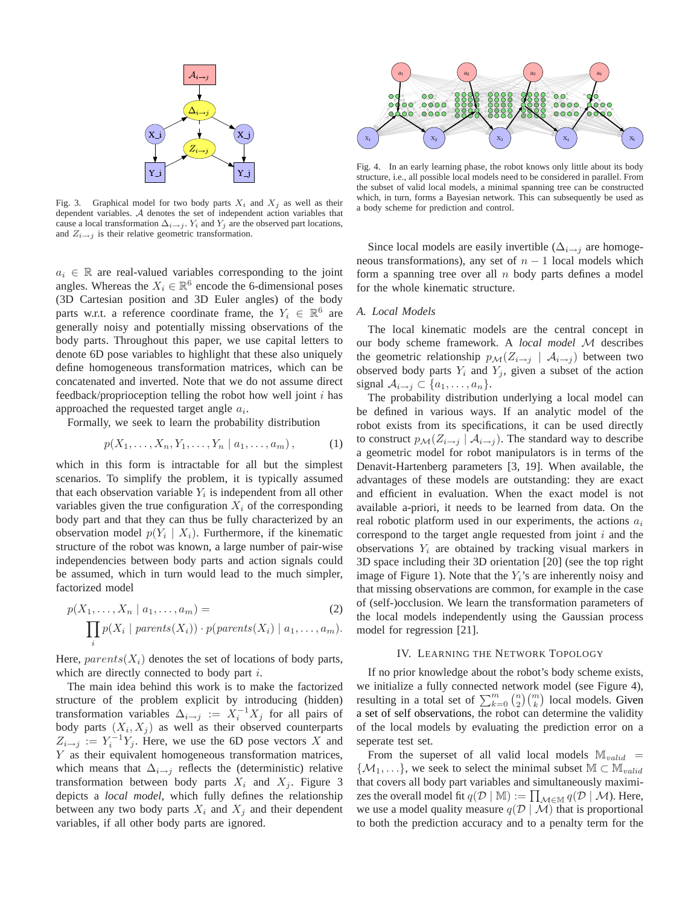Fig. 3. Graphical model for two body parts $X_i$ and $X_j$ as well as their dependent variables. $\mathcal{A}$ denotes the set of independent action variables that cause a local transformation $\Delta_{i\to j}$. $Y_i$ and $Y_j$ are the observed part locations, and $Z_{i\to j}$ is their relative geometric transformation.

$a_i \in \mathbb{R}$ are real-valued variables corresponding to the joint angles. Whereas the $X_i \in \mathbb{R}^6$ encode the 6-dimensional poses (3D Cartesian position and 3D Euler angles) of the body parts w.r.t. a reference coordinate frame, the $Y_i \in \mathbb{R}^6$ are generally noisy and potentially missing observations of the body parts. Throughout this paper, we use capital letters to denote 6D pose variables to highlight that these also uniquely define homogeneous transformation matrices, which can be concatenated and inverted. Note that we do not assume direct feedback/proprioception telling the robot how well joint $i$ has approached the requested target angle $a_i$.

Formally, we seek to learn the probability distribution

$$p(X_1, \ldots, X_n, Y_1, \ldots, Y_n \mid a_1, \ldots, a_m), \tag{1}$$

which in this form is intractable for all but the simplest scenarios. To simplify the problem, it is typically assumed that each observation variable $Y_i$ is independent from all other variables given the true configuration $X_i$ of the corresponding body part and that they can thus be fully characterized by an observation model $p(Y_i \mid X_i)$. Furthermore, if the kinematic structure of the robot was known, a large number of pair-wise independencies between body parts and action signals could be assumed, which in turn would lead to the much simpler, factorized model

$$\begin{aligned} p(X_1, \ldots, X_n \mid a_1, \ldots, a_m) = \\ \prod_i p(X_i \mid parents(X_i)) \cdot p(parents(X_i) \mid a_1, \ldots, a_m). \end{aligned} \tag{2}$$

Here, $parents(X_i)$ denotes the set of locations of body parts, which are directly connected to body part $i$.

The main idea behind this work is to make the factorized structure of the problem explicit by introducing (hidden) transformation variables $\Delta_{i\to j} := X_i^{-1} X_j$ for all pairs of body parts $(X_i, X_j)$ as well as their observed counterparts $Z_{i\to j} := Y_i^{-1} Y_j$. Here, we use the 6D pose vectors $X$ and $Y$ as their equivalent homogeneous transformation matrices, which means that $\Delta_{i\to j}$ reflects the (deterministic) relative transformation between body parts $X_i$ and $X_j$. Figure 3 depicts a *local model*, which fully defines the relationship between any two body parts $X_i$ and $X_j$ and their dependent variables, if all other body parts are ignored.

Fig. 4. In an early learning phase, the robot knows only little about its body structure, i.e., all possible local models need to be considered in parallel. From the subset of valid local models, a minimal spanning tree can be constructed which, in turn, forms a Bayesian network. This can subsequently be used as a body scheme for prediction and control.

Since local models are easily invertible ($\Delta_{i\to j}$ are homogeneous transformations), any set of $n-1$ local models which form a spanning tree over all $n$ body parts defines a model for the whole kinematic structure.

### A. Local Models

The local kinematic models are the central concept in our body scheme framework. A *local model* $\mathcal{M}$ describes the geometric relationship $p_{\mathcal{M}}(Z_{i\to j} \mid \mathcal{A}_{i\to j})$ between two observed body parts $Y_i$ and $Y_j$, given a subset of the action signal $\mathcal{A}_{i\to j} \subset \{a_1, \ldots, a_n\}$.

The probability distribution underlying a local model can be defined in various ways. If an analytic model of the robot exists from its specifications, it can be used directly to construct $p_{\mathcal{M}}(Z_{i\to j} \mid \mathcal{A}_{i\to j})$. The standard way to describe a geometric model for robot manipulators is in terms of the Denavit-Hartenberg parameters [3, 19]. When available, the advantages of these models are outstanding: they are exact and efficient in evaluation. When the exact model is not available a-priori, it needs to be learned from data. On the real robotic platform used in our experiments, the actions $a_i$ correspond to the target angle requested from joint $i$ and the observations $Y_i$ are obtained by tracking visual markers in 3D space including their 3D orientation [20] (see the top right image of Figure 1). Note that the $Y_i$'s are inherently noisy and that missing observations are common, for example in the case of (self-)occlusion. We learn the transformation parameters of the local models independently using the Gaussian process model for regression [21].

## IV. Learning the Network Topology

If no prior knowledge about the robot's body scheme exists, we initialize a fully connected network model (see Figure 4), resulting in a total set of $\sum_{k=0}^{m} \binom{n}{2}\binom{m}{k}$ local models. Given a set of self observations, the robot can determine the validity of the local models by evaluating the prediction error on a seperate test set.

From the superset of all valid local models $\mathbb{M}_{valid} = \{\mathcal{M}_1, \ldots\}$, we seek to select the minimal subset $\mathbb{M} \subset \mathbb{M}_{valid}$ that covers all body part variables and simultaneously maximizes the overall model fit $q(\mathcal{D} \mid \mathbb{M}) := \prod_{\mathcal{M}\in\mathbb{M}} q(\mathcal{D} \mid \mathcal{M})$. Here, we use a model quality measure $q(\mathcal{D} \mid \mathcal{M})$ that is proportional to both the prediction accuracy and to a penalty term for the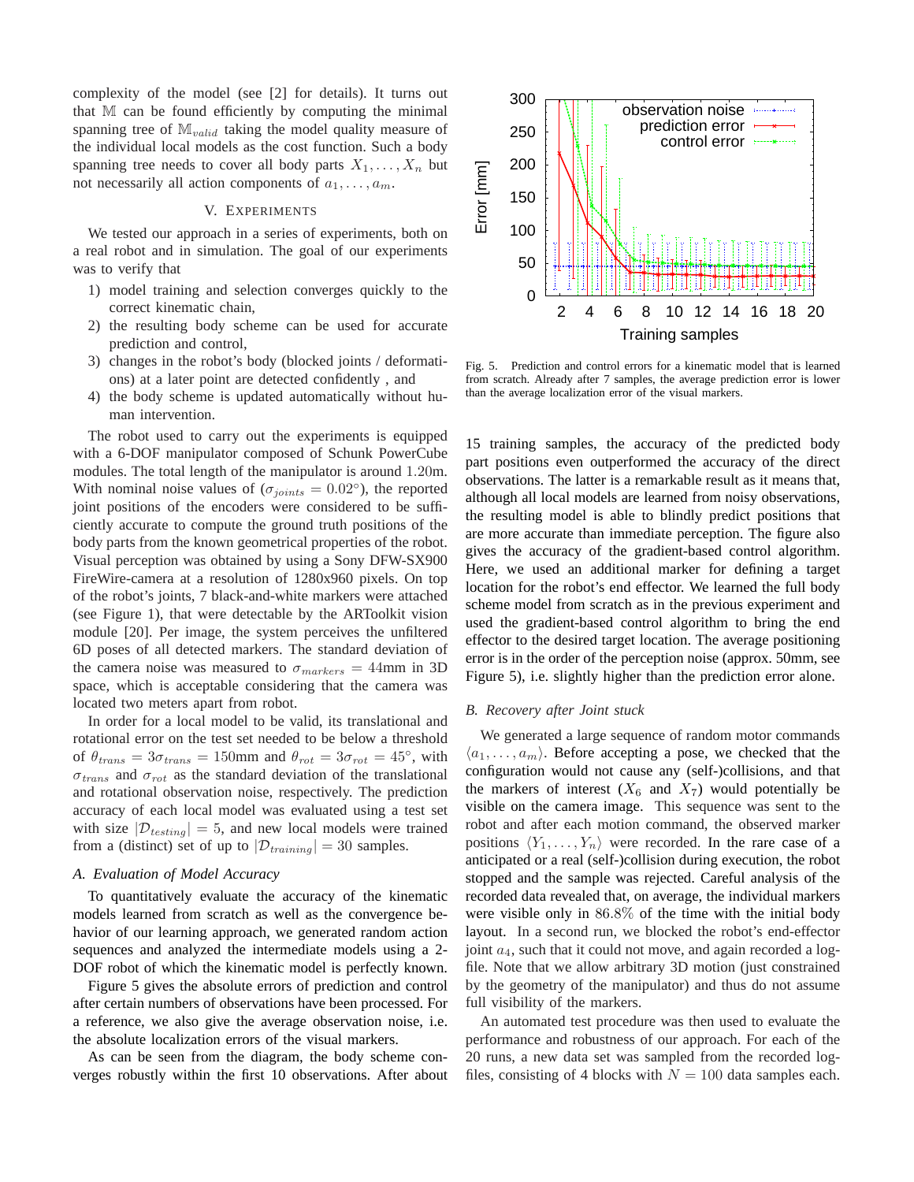complexity of the model (see [2] for details). It turns out that $\mathbb{M}$ can be found efficiently by computing the minimal spanning tree of $\mathbb{M}_{valid}$ taking the model quality measure of the individual local models as the cost function. Such a body spanning tree needs to cover all body parts $X_1, \ldots, X_n$ but not necessarily all action components of $a_1, \ldots, a_m$.

## V. Experiments

We tested our approach in a series of experiments, both on a real robot and in simulation. The goal of our experiments was to verify that

1) model training and selection converges quickly to the correct kinematic chain,
2) the resulting body scheme can be used for accurate prediction and control,
3) changes in the robot's body (blocked joints / deformations) at a later point are detected confidently , and
4) the body scheme is updated automatically without human intervention.

The robot used to carry out the experiments is equipped with a 6-DOF manipulator composed of Schunk PowerCube modules. The total length of the manipulator is around 1.20m. With nominal noise values of ($\sigma_{joints} = 0.02°$), the reported joint positions of the encoders were considered to be sufficiently accurate to compute the ground truth positions of the body parts from the known geometrical properties of the robot. Visual perception was obtained by using a Sony DFW-SX900 FireWire-camera at a resolution of 1280x960 pixels. On top of the robot's joints, 7 black-and-white markers were attached (see Figure 1), that were detectable by the ARToolkit vision module [20]. Per image, the system perceives the unfiltered 6D poses of all detected markers. The standard deviation of the camera noise was measured to $\sigma_{markers} = 44$mm in 3D space, which is acceptable considering that the camera was located two meters apart from robot.

In order for a local model to be valid, its translational and rotational error on the test set needed to be below a threshold of $\theta_{trans} = 3\sigma_{trans} = 150$mm and $\theta_{rot} = 3\sigma_{rot} = 45°$, with $\sigma_{trans}$ and $\sigma_{rot}$ as the standard deviation of the translational and rotational observation noise, respectively. The prediction accuracy of each local model was evaluated using a test set with size $|\mathcal{D}_{testing}| = 5$, and new local models were trained from a (distinct) set of up to $|\mathcal{D}_{training}| = 30$ samples.

### A. Evaluation of Model Accuracy

To quantitatively evaluate the accuracy of the kinematic models learned from scratch as well as the convergence behavior of our learning approach, we generated random action sequences and analyzed the intermediate models using a 2-DOF robot of which the kinematic model is perfectly known.

Figure 5 gives the absolute errors of prediction and control after certain numbers of observations have been processed. For a reference, we also give the average observation noise, i.e. the absolute localization errors of the visual markers.

As can be seen from the diagram, the body scheme converges robustly within the first 10 observations. After about 15 training samples, the accuracy of the predicted body part positions even outperformed the accuracy of the direct observations. The latter is a remarkable result as it means that, although all local models are learned from noisy observations, the resulting model is able to blindly predict positions that are more accurate than immediate perception. The figure also gives the accuracy of the gradient-based control algorithm. Here, we used an additional marker for defining a target location for the robot's end effector. We learned the full body scheme model from scratch as in the previous experiment and used the gradient-based control algorithm to bring the end effector to the desired target location. The average positioning error is in the order of the perception noise (approx. 50mm, see Figure 5), i.e. slightly higher than the prediction error alone.

Fig. 5. Prediction and control errors for a kinematic model that is learned from scratch. Already after 7 samples, the average prediction error is lower than the average localization error of the visual markers.

### B. Recovery after Joint stuck

We generated a large sequence of random motor commands $\langle a_1, \ldots, a_m \rangle$. Before accepting a pose, we checked that the configuration would not cause any (self-)collisions, and that the markers of interest ($X_6$ and $X_7$) would potentially be visible on the camera image. This sequence was sent to the robot and after each motion command, the observed marker positions $\langle Y_1, \ldots, Y_n \rangle$ were recorded. In the rare case of a anticipated or a real (self-)collision during execution, the robot stopped and the sample was rejected. Careful analysis of the recorded data revealed that, on average, the individual markers were visible only in $86.8\%$ of the time with the initial body layout. In a second run, we blocked the robot's end-effector joint $a_4$, such that it could not move, and again recorded a log-file. Note that we allow arbitrary 3D motion (just constrained by the geometry of the manipulator) and thus do not assume full visibility of the markers.

An automated test procedure was then used to evaluate the performance and robustness of our approach. For each of the 20 runs, a new data set was sampled from the recorded log-files, consisting of 4 blocks with $N = 100$ data samples each.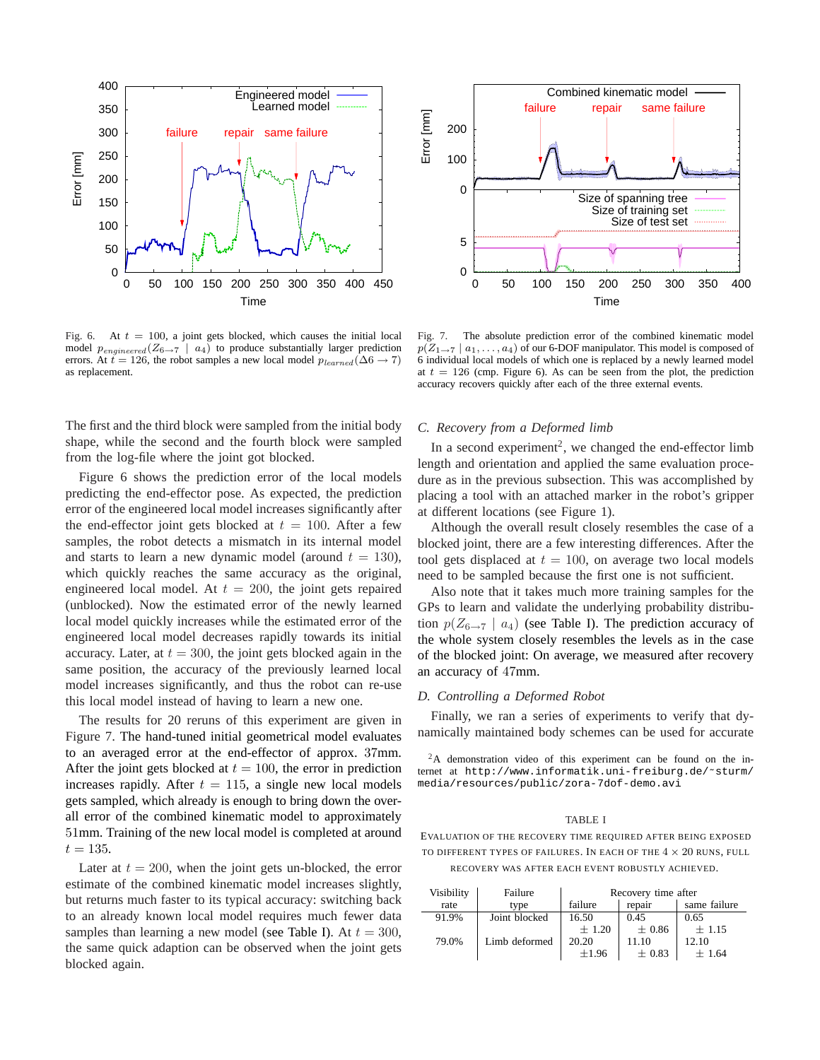Fig. 6. At $t = 100$, a joint gets blocked, which causes the initial local model $p_{engineered}(Z_{6\to7} \mid a_4)$ to produce substantially larger prediction errors. At $t = 126$, the robot samples a new local model $p_{learned}(\Delta 6 \to 7)$ as replacement.

Fig. 7. The absolute prediction error of the combined kinematic model $p(Z_{1\to7} \mid a_1, \ldots, a_4)$ of our 6-DOF manipulator. This model is composed of 6 individual local models of which one is replaced by a newly learned model at $t = 126$ (cmp. Figure 6). As can be seen from the plot, the prediction accuracy recovers quickly after each of the three external events.

The first and the third block were sampled from the initial body shape, while the second and the fourth block were sampled from the log-file where the joint got blocked.

Figure 6 shows the prediction error of the local models predicting the end-effector pose. As expected, the prediction error of the engineered local model increases significantly after the end-effector joint gets blocked at $t = 100$. After a few samples, the robot detects a mismatch in its internal model and starts to learn a new dynamic model (around $t = 130$), which quickly reaches the same accuracy as the original, engineered local model. At $t = 200$, the joint gets repaired (unblocked). Now the estimated error of the newly learned local model quickly increases while the estimated error of the engineered local model decreases rapidly towards its initial accuracy. Later, at $t = 300$, the joint gets blocked again in the same position, the accuracy of the previously learned local model increases significantly, and thus the robot can re-use this local model instead of having to learn a new one.

The results for 20 reruns of this experiment are given in Figure 7. The hand-tuned initial geometrical model evaluates to an averaged error at the end-effector of approx. 37mm. After the joint gets blocked at $t = 100$, the error in prediction increases rapidly. After $t = 115$, a single new local models gets sampled, which already is enough to bring down the overall error of the combined kinematic model to approximately 51mm. Training of the new local model is completed at around $t = 135$.

Later at $t = 200$, when the joint gets un-blocked, the error estimate of the combined kinematic model increases slightly, but returns much faster to its typical accuracy: switching back to an already known local model requires much fewer data samples than learning a new model (see Table I). At $t = 300$, the same quick adaption can be observed when the joint gets blocked again.

### C. Recovery from a Deformed limb

In a second experiment[2], we changed the end-effector limb length and orientation and applied the same evaluation procedure as in the previous subsection. This was accomplished by placing a tool with an attached marker in the robot's gripper at different locations (see Figure 1).

Although the overall result closely resembles the case of a blocked joint, there are a few interesting differences. After the tool gets displaced at $t = 100$, on average two local models need to be sampled because the first one is not sufficient.

Also note that it takes much more training samples for the GPs to learn and validate the underlying probability distribution $p(Z_{6\to7} \mid a_4)$ (see Table I). The prediction accuracy of the whole system closely resembles the levels as in the case of the blocked joint: On average, we measured after recovery an accuracy of 47mm.

### D. Controlling a Deformed Robot

Finally, we ran a series of experiments to verify that dynamically maintained body schemes can be used for accurate

[2] A demonstration video of this experiment can be found on the internet at http://www.informatik.uni-freiburg.de/~sturm/media/resources/public/zora-7dof-demo.avi

TABLE I

EVALUATION OF THE RECOVERY TIME REQUIRED AFTER BEING EXPOSED TO DIFFERENT TYPES OF FAILURES. IN EACH OF THE $4 \times 20$ RUNS, FULL RECOVERY WAS AFTER EACH EVENT ROBUSTLY ACHIEVED.

| Visibility rate | Failure type | Recovery time after | | |
|---|---|---|---|---|
| | | failure | repair | same failure |
| 91.9% | Joint blocked | 16.50 ± 1.20 | 0.45 ± 0.86 | 0.65 ± 1.15 |
| 79.0% | Limb deformed | 20.20 ±1.96 | 11.10 ± 0.83 | 12.10 ± 1.64 |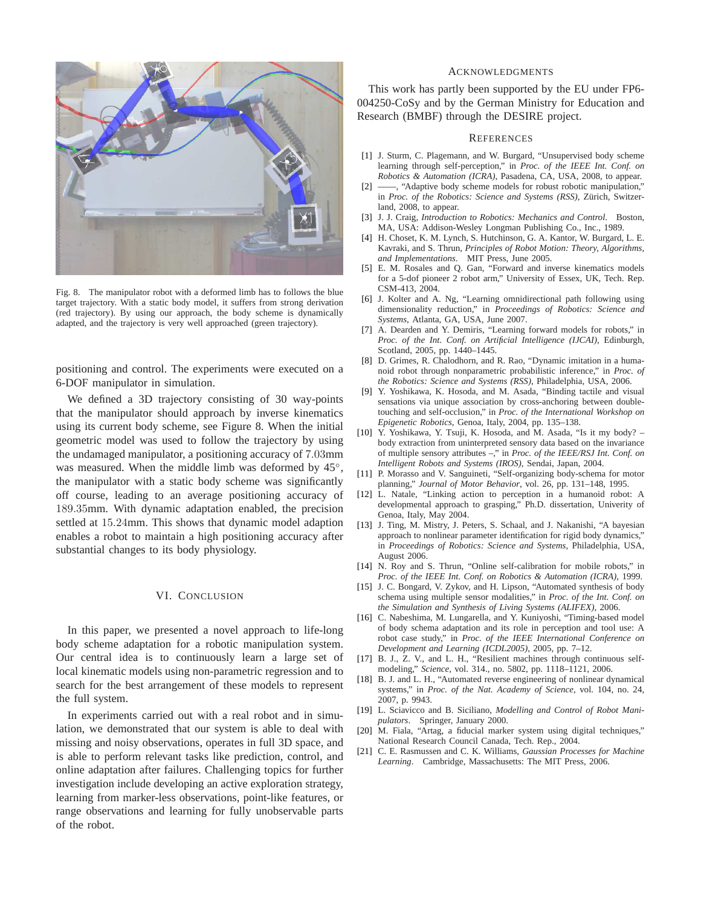Fig. 8. The manipulator robot with a deformed limb has to follows the blue target trajectory. With a static body model, it suffers from strong derivation (red trajectory). By using our approach, the body scheme is dynamically adapted, and the trajectory is very well approached (green trajectory).

positioning and control. The experiments were executed on a 6-DOF manipulator in simulation.

We defined a 3D trajectory consisting of 30 way-points that the manipulator should approach by inverse kinematics using its current body scheme, see Figure 8. When the initial geometric model was used to follow the trajectory by using the undamaged manipulator, a positioning accuracy of $7.03$mm was measured. When the middle limb was deformed by $45°$, the manipulator with a static body scheme was significantly off course, leading to an average positioning accuracy of $189.35$mm. With dynamic adaptation enabled, the precision settled at $15.24$mm. This shows that dynamic model adaption enables a robot to maintain a high positioning accuracy after substantial changes to its body physiology.

## VI. Conclusion

In this paper, we presented a novel approach to life-long body scheme adaptation for a robotic manipulation system. Our central idea is to continuously learn a large set of local kinematic models using non-parametric regression and to search for the best arrangement of these models to represent the full system.

In experiments carried out with a real robot and in simulation, we demonstrated that our system is able to deal with missing and noisy observations, operates in full 3D space, and is able to perform relevant tasks like prediction, control, and online adaptation after failures. Challenging topics for further investigation include developing an active exploration strategy, learning from marker-less observations, point-like features, or range observations and learning for fully unobservable parts of the robot.

## Acknowledgments

This work has partly been supported by the EU under FP6-004250-CoSy and by the German Ministry for Education and Research (BMBF) through the DESIRE project.

## References

[1] J. Sturm, C. Plagemann, and W. Burgard, "Unsupervised body scheme learning through self-perception," in *Proc. of the IEEE Int. Conf. on Robotics & Automation (ICRA)*, Pasadena, CA, USA, 2008, to appear.

[2] ——, "Adaptive body scheme models for robust robotic manipulation," in *Proc. of the Robotics: Science and Systems (RSS)*, Zürich, Switzerland, 2008, to appear.

[3] J. J. Craig, *Introduction to Robotics: Mechanics and Control*. Boston, MA, USA: Addison-Wesley Longman Publishing Co., Inc., 1989.

[4] H. Choset, K. M. Lynch, S. Hutchinson, G. A. Kantor, W. Burgard, L. E. Kavraki, and S. Thrun, *Principles of Robot Motion: Theory, Algorithms, and Implementations*. MIT Press, June 2005.

[5] E. M. Rosales and Q. Gan, "Forward and inverse kinematics models for a 5-dof pioneer 2 robot arm," University of Essex, UK, Tech. Rep. CSM-413, 2004.

[6] J. Kolter and A. Ng, "Learning omnidirectional path following using dimensionality reduction," in *Proceedings of Robotics: Science and Systems*, Atlanta, GA, USA, June 2007.

[7] A. Dearden and Y. Demiris, "Learning forward models for robots," in *Proc. of the Int. Conf. on Artificial Intelligence (IJCAI)*, Edinburgh, Scotland, 2005, pp. 1440–1445.

[8] D. Grimes, R. Chalodhorn, and R. Rao, "Dynamic imitation in a humanoid robot through nonparametric probabilistic inference," in *Proc. of the Robotics: Science and Systems (RSS)*, Philadelphia, USA, 2006.

[9] Y. Yoshikawa, K. Hosoda, and M. Asada, "Binding tactile and visual sensations via unique association by cross-anchoring between double-touching and self-occlusion," in *Proc. of the International Workshop on Epigenetic Robotics*, Genoa, Italy, 2004, pp. 135–138.

[10] Y. Yoshikawa, Y. Tsuji, K. Hosoda, and M. Asada, "Is it my body? – body extraction from uninterpreted sensory data based on the invariance of multiple sensory attributes –," in *Proc. of the IEEE/RSJ Int. Conf. on Intelligent Robots and Systems (IROS)*, Sendai, Japan, 2004.

[11] P. Morasso and V. Sanguineti, "Self-organizing body-schema for motor planning," *Journal of Motor Behavior*, vol. 26, pp. 131–148, 1995.

[12] L. Natale, "Linking action to perception in a humanoid robot: A developmental approach to grasping," Ph.D. dissertation, Univerity of Genoa, Italy, May 2004.

[13] J. Ting, M. Mistry, J. Peters, S. Schaal, and J. Nakanishi, "A bayesian approach to nonlinear parameter identification for rigid body dynamics," in *Proceedings of Robotics: Science and Systems*, Philadelphia, USA, August 2006.

[14] N. Roy and S. Thrun, "Online self-calibration for mobile robots," in *Proc. of the IEEE Int. Conf. on Robotics & Automation (ICRA)*, 1999.

[15] J. C. Bongard, V. Zykov, and H. Lipson, "Automated synthesis of body schema using multiple sensor modalities," in *Proc. of the Int. Conf. on the Simulation and Synthesis of Living Systems (ALIFEX)*, 2006.

[16] C. Nabeshima, M. Lungarella, and Y. Kuniyoshi, "Timing-based model of body schema adaptation and its role in perception and tool use: A robot case study," in *Proc. of the IEEE International Conference on Development and Learning (ICDL2005)*, 2005, pp. 7–12.

[17] B. J., Z. V., and L. H., "Resilient machines through continuous self-modeling," *Science*, vol. 314., no. 5802, pp. 1118–1121, 2006.

[18] B. J. and L. H., "Automated reverse engineering of nonlinear dynamical systems," in *Proc. of the Nat. Academy of Science*, vol. 104, no. 24, 2007, p. 9943.

[19] L. Sciavicco and B. Siciliano, *Modelling and Control of Robot Manipulators*. Springer, January 2000.

[20] M. Fiala, "Artag, a fiducial marker system using digital techniques," National Research Council Canada, Tech. Rep., 2004.

[21] C. E. Rasmussen and C. K. Williams, *Gaussian Processes for Machine Learning*. Cambridge, Massachusetts: The MIT Press, 2006.